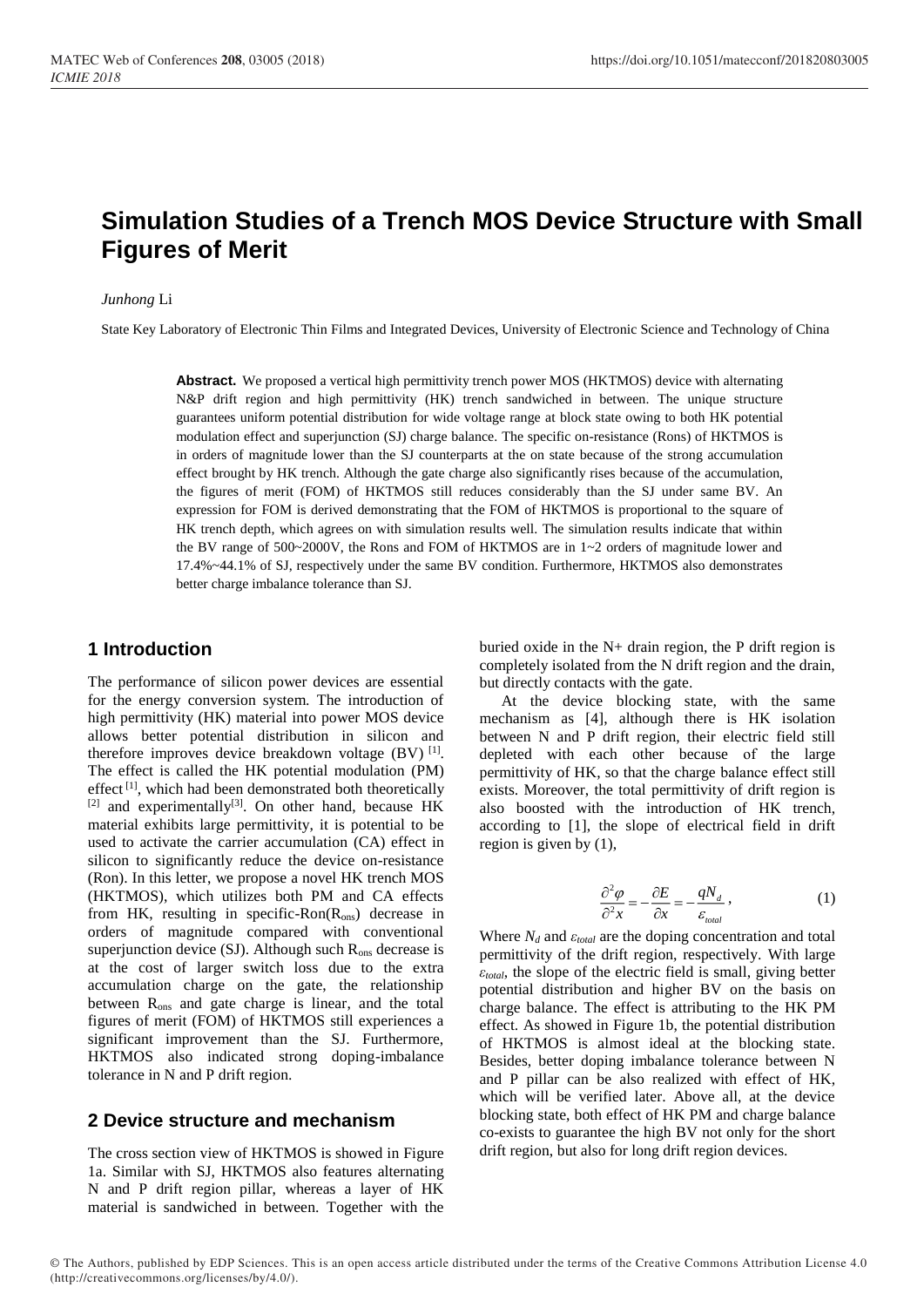# Simulation Studies of a Trench MOS Device Structure with Small Figures of Merit

*Junhong* Li

State Key Laboratory of Electronic Thin Films and Integrated Devices, University of Electronic Science and Technology of China

**Abstract.** We proposed a vertical high permittivity trench power MOS (HKTMOS) device with alternating N&P drift region and high permittivity (HK) trench sandwiched in between. The unique structure guarantees uniform potential distribution for wide voltage range at block state owing to both HK potential modulation effect and superjunction (SJ) charge balance. The specific on-resistance (Rons) of HKTMOS is in orders of magnitude lower than the SJ counterparts at the on state because of the strong accumulation effect brought by HK trench. Although the gate charge also significantly rises because of the accumulation, the figures of merit (FOM) of HKTMOS still reduces considerably than the SJ under same BV. An expression for FOM is derived demonstrating that the FOM of HKTMOS is proportional to the square of HK trench depth, which agrees on with simulation results well. The simulation results indicate that within the BV range of 500~2000V, the Rons and FOM of HKTMOS are in 1~2 orders of magnitude lower and 17.4%~44.1% of SJ, respectively under the same BV condition. Furthermore, HKTMOS also demonstrates better charge imbalance tolerance than SJ.

## 1 Introduction

The performance of silicon power devices are essential for the energy conversion system. The introduction of high permittivity (HK) material into power MOS device allows better potential distribution in silicon and therefore improves device breakdown voltage (BV) [1]. The effect is called the HK potential modulation (PM) effect [1], which had been demonstrated both theoretically [2] and experimentally[3]. On other hand, because HK material exhibits large permittivity, it is potential to be used to activate the carrier accumulation (CA) effect in silicon to significantly reduce the device on-resistance (Ron). In this letter, we propose a novel HK trench MOS (HKTMOS), which utilizes both PM and CA effects from HK, resulting in specific-Ron($R_{ons}$) decrease in orders of magnitude compared with conventional superjunction device (SJ). Although such $R_{ons}$ decrease is at the cost of larger switch loss due to the extra accumulation charge on the gate, the relationship between $R_{ons}$ and gate charge is linear, and the total figures of merit (FOM) of HKTMOS still experiences a significant improvement than the SJ. Furthermore, HKTMOS also indicated strong doping-imbalance tolerance in N and P drift region.

## 2 Device structure and mechanism

The cross section view of HKTMOS is showed in Figure 1a. Similar with SJ, HKTMOS also features alternating N and P drift region pillar, whereas a layer of HK material is sandwiched in between. Together with the buried oxide in the N+ drain region, the P drift region is completely isolated from the N drift region and the drain, but directly contacts with the gate.

At the device blocking state, with the same mechanism as [4], although there is HK isolation between N and P drift region, their electric field still depleted with each other because of the large permittivity of HK, so that the charge balance effect still exists. Moreover, the total permittivity of drift region is also boosted with the introduction of HK trench, according to [1], the slope of electrical field in drift region is given by (1),

$$\frac{\partial^2 \varphi}{\partial^2 x} = -\frac{\partial E}{\partial x} = -\frac{qN_d}{\varepsilon_{total}}, \quad (1)$$

Where $N_d$ and $\varepsilon_{total}$ are the doping concentration and total permittivity of the drift region, respectively. With large $\varepsilon_{total}$, the slope of the electric field is small, giving better potential distribution and higher BV on the basis on charge balance. The effect is attributing to the HK PM effect. As showed in Figure 1b, the potential distribution of HKTMOS is almost ideal at the blocking state. Besides, better doping imbalance tolerance between N and P pillar can be also realized with effect of HK, which will be verified later. Above all, at the device blocking state, both effect of HK PM and charge balance co-exists to guarantee the high BV not only for the short drift region, but also for long drift region devices.

© The Authors, published by EDP Sciences. This is an open access article distributed under the terms of the Creative Commons Attribution License 4.0 (http://creativecommons.org/licenses/by/4.0/).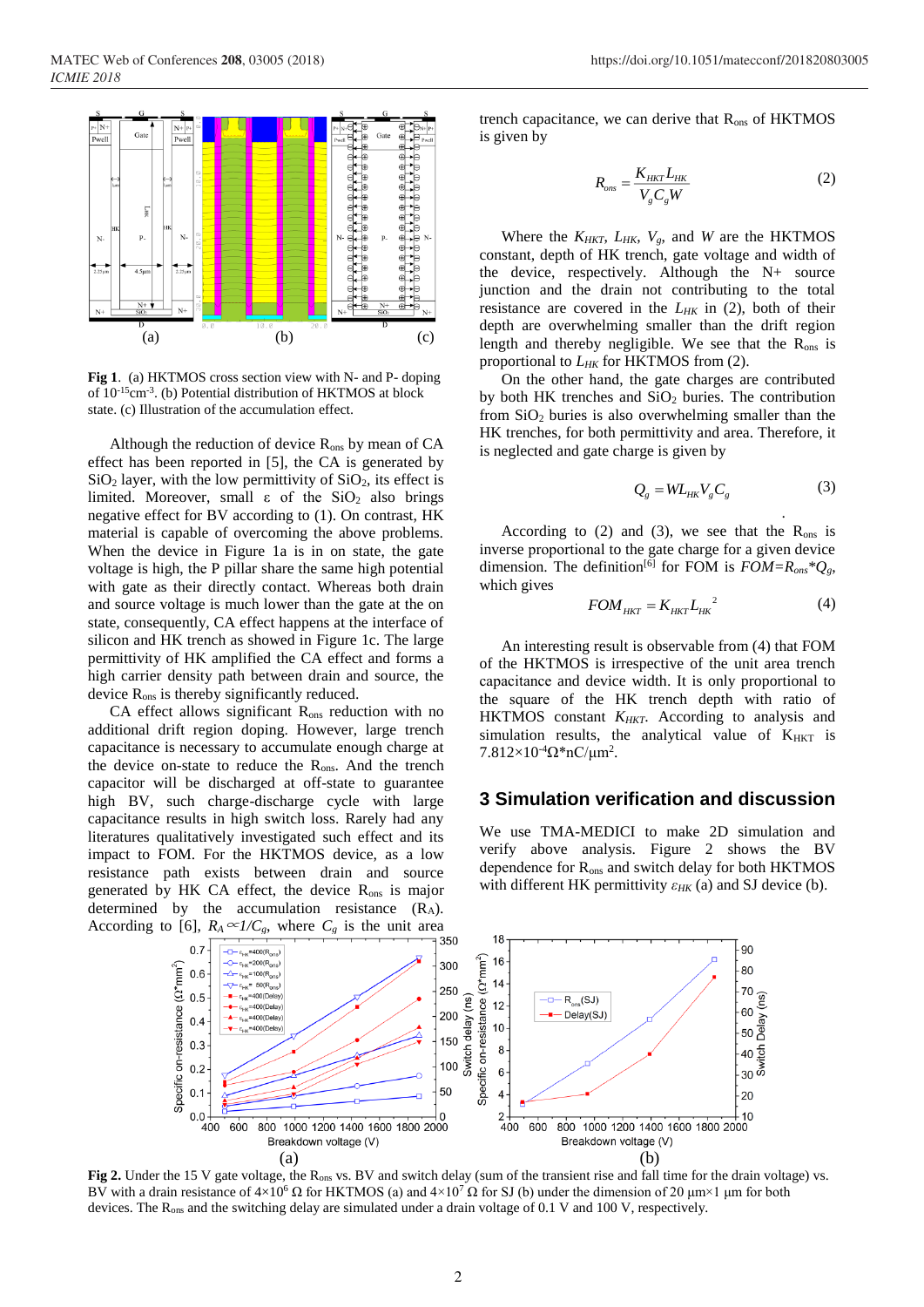**Fig 1**. (a) HKTMOS cross section view with N- and P- doping of $10^{-15}$cm$^{-3}$. (b) Potential distribution of HKTMOS at block state. (c) Illustration of the accumulation effect.

Although the reduction of device $R_{ons}$ by mean of CA effect has been reported in [5], the CA is generated by $SiO_2$ layer, with the low permittivity of $SiO_2$, its effect is limited. Moreover, small ε of the $SiO_2$ also brings negative effect for BV according to (1). On contrast, HK material is capable of overcoming the above problems. When the device in Figure 1a is in on state, the gate voltage is high, the P pillar share the same high potential with gate as their direct contact. Whereas both drain and source voltage is much lower than the gate at the on state, consequently, CA effect happens at the interface of silicon and HK trench as showed in Figure 1c. The large permittivity of HK amplified the CA effect and forms a high carrier density path between drain and source, the device $R_{ons}$ is thereby significantly reduced.

CA effect allows significant $R_{ons}$ reduction with no additional drift region doping. However, large trench capacitance is necessary to accumulate enough charge at the device on-state to reduce the $R_{ons}$. And the trench capacitor will be discharged at off-state to guarantee high BV, such charge-discharge cycle with large capacitance results in high switch loss. Rarely had any literatures qualitatively investigated such effect and its impact to FOM. For the HKTMOS device, as a low resistance path exists between drain and source generated by HK CA effect, the device $R_{ons}$ is major determined by the accumulation resistance ($R_A$). According to [6], $R_A \propto 1/C_g$, where $C_g$ is the unit area trench capacitance, we can derive that $R_{ons}$ of HKTMOS is given by

$$R_{ons} = \frac{K_{HKT} L_{HK}}{V_g C_g W} \tag{2}$$

Where the $K_{HKT}$, $L_{HK}$, $V_g$, and $W$ are the HKTMOS constant, depth of HK trench, gate voltage and width of the device, respectively. Although the N+ source junction and the drain not contributing to the total resistance are covered in the $L_{HK}$ in (2), both of their depth are overwhelming smaller than the drift region length and thereby negligible. We see that the $R_{ons}$ is proportional to $L_{HK}$ for HKTMOS from (2).

On the other hand, the gate charges are contributed by both HK trenches and $SiO_2$ buries. The contribution from $SiO_2$ buries is also overwhelming smaller than the HK trenches, for both permittivity and area. Therefore, it is neglected and gate charge is given by

$$Q_g = W L_{HK} V_g C_g \tag{3}$$

According to (2) and (3), we see that the $R_{ons}$ is inverse proportional to the gate charge for a given device dimension. The definition[6] for FOM is $FOM = R_{ons} * Q_g$, which gives

$$FOM_{HKT} = K_{HKT} L_{HK}^{2} \tag{4}$$

An interesting result is observable from (4) that FOM of the HKTMOS is irrespective of the unit area trench capacitance and device width. It is only proportional to the square of the HK trench depth with ratio of HKTMOS constant $K_{HKT}$. According to analysis and simulation results, the analytical value of $K_{HKT}$ is $7.812\times10^{-4}\Omega$*nC/μm$^2$.

## 3 Simulation verification and discussion

We use TMA-MEDICI to make 2D simulation and verify above analysis. Figure 2 shows the BV dependence for $R_{ons}$ and switch delay for both HKTMOS with different HK permittivity $\varepsilon_{HK}$ (a) and SJ device (b).

**Fig 2.** Under the 15 V gate voltage, the $R_{ons}$ vs. BV and switch delay (sum of the transient rise and fall time for the drain voltage) vs. BV with a drain resistance of $4\times10^6$ Ω for HKTMOS (a) and $4\times10^7$ Ω for SJ (b) under the dimension of 20 μm×1 μm for both devices. The $R_{ons}$ and the switching delay are simulated under a drain voltage of 0.1 V and 100 V, respectively.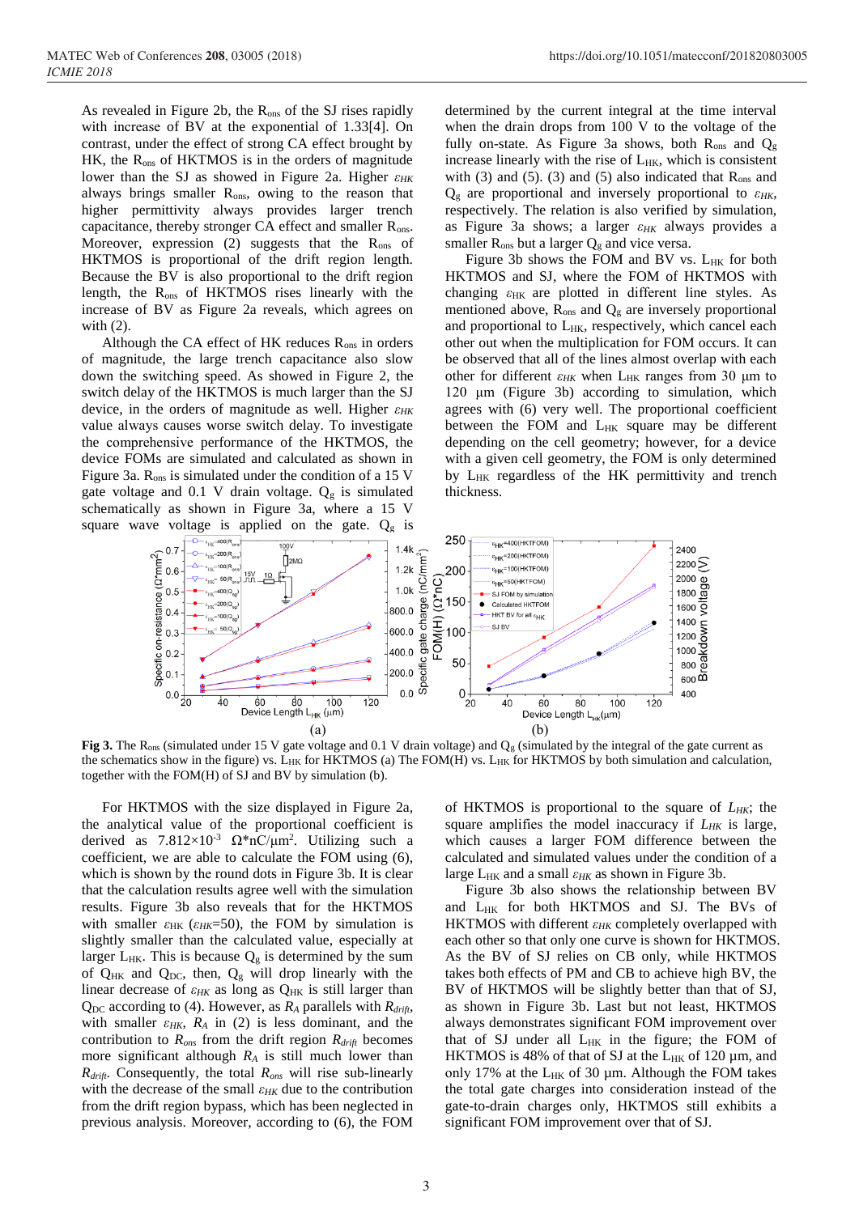As revealed in Figure 2b, the $R_{ons}$ of the SJ rises rapidly with increase of BV at the exponential of 1.33[4]. On contrast, under the effect of strong CA effect brought by HK, the $R_{ons}$ of HKTMOS is in the orders of magnitude lower than the SJ as showed in Figure 2a. Higher $\varepsilon_{HK}$ always brings smaller $R_{ons}$, owing to the reason that higher permittivity always provides larger trench capacitance, thereby stronger CA effect and smaller $R_{ons}$. Moreover, expression (2) suggests that the $R_{ons}$ of HKTMOS is proportional of the drift region length. Because the BV is also proportional to the drift region length, the $R_{ons}$ of HKTMOS rises linearly with the increase of BV as Figure 2a reveals, which agrees on with (2).

Although the CA effect of HK reduces $R_{ons}$ in orders of magnitude, the large trench capacitance also slow down the switching speed. As showed in Figure 2, the switch delay of the HKTMOS is much larger than the SJ device, in the orders of magnitude as well. Higher $\varepsilon_{HK}$ value always causes worse switch delay. To investigate the comprehensive performance of the HKTMOS, the device FOMs are simulated and calculated as shown in Figure 3a. $R_{ons}$ is simulated under the condition of a 15 V gate voltage and 0.1 V drain voltage. $Q_g$ is simulated schematically as shown in Figure 3a, where a 15 V square wave voltage is applied on the gate. $Q_g$ is determined by the current integral at the time interval when the drain drops from 100 V to the voltage of the fully on-state. As Figure 3a shows, both $R_{ons}$ and $Q_g$ increase linearly with the rise of $L_{HK}$, which is consistent with (3) and (5). (3) and (5) also indicated that $R_{ons}$ and $Q_g$ are proportional and inversely proportional to $\varepsilon_{HK}$, respectively. The relation is also verified by simulation, as Figure 3a shows; a larger $\varepsilon_{HK}$ always provides a smaller $R_{ons}$ but a larger $Q_g$ and vice versa.

Figure 3b shows the FOM and BV vs. $L_{HK}$ for both HKTMOS and SJ, where the FOM of HKTMOS with changing $\varepsilon_{HK}$ are plotted in different line styles. As mentioned above, $R_{ons}$ and $Q_g$ are inversely proportional and proportional to $L_{HK}$, respectively, which cancel each other out when the multiplication for FOM occurs. It can be observed that all of the lines almost overlap with each other for different $\varepsilon_{HK}$ when $L_{HK}$ ranges from 30 μm to 120 μm (Figure 3b) according to simulation, which agrees with (6) very well. The proportional coefficient between the FOM and $L_{HK}$ square may be different depending on the cell geometry; however, for a device with a given cell geometry, the FOM is only determined by $L_{HK}$ regardless of the HK permittivity and trench thickness.

**Fig 3.** The $R_{ons}$ (simulated under 15 V gate voltage and 0.1 V drain voltage) and $Q_g$ (simulated by the integral of the gate current as the schematics show in the figure) vs. $L_{HK}$ for HKTMOS (a) The FOM(H) vs. $L_{HK}$ for HKTMOS by both simulation and calculation, together with the FOM(H) of SJ and BV by simulation (b).

For HKTMOS with the size displayed in Figure 2a, the analytical value of the proportional coefficient is derived as $7.812\times10^{-3}$ $\Omega$\*nC/μm². Utilizing such a coefficient, we are able to calculate the FOM using (6), which is shown by the round dots in Figure 3b. It is clear that the calculation results agree well with the simulation results. Figure 3b also reveals that for the HKTMOS with smaller $\varepsilon_{HK}$ ($\varepsilon_{HK}$=50), the FOM by simulation is slightly smaller than the calculated value, especially at larger $L_{HK}$. This is because $Q_g$ is determined by the sum of $Q_{HK}$ and $Q_{DC}$, then, $Q_g$ will drop linearly with the linear decrease of $\varepsilon_{HK}$ as long as $Q_{HK}$ is still larger than $Q_{DC}$ according to (4). However, as $R_A$ parallels with $R_{drift}$, with smaller $\varepsilon_{HK}$, $R_A$ in (2) is less dominant, and the contribution to $R_{ons}$ from the drift region $R_{drift}$ becomes more significant although $R_A$ is still much lower than $R_{drift}$. Consequently, the total $R_{ons}$ will rise sub-linearly with the decrease of the small $\varepsilon_{HK}$ due to the contribution from the drift region bypass, which has been neglected in previous analysis. Moreover, according to (6), the FOM of HKTMOS is proportional to the square of $L_{HK}$; the square amplifies the model inaccuracy if $L_{HK}$ is large, which causes a larger FOM difference between the calculated and simulated values under the condition of a large $L_{HK}$ and a small $\varepsilon_{HK}$ as shown in Figure 3b.

Figure 3b also shows the relationship between BV and $L_{HK}$ for both HKTMOS and SJ. The BVs of HKTMOS with different $\varepsilon_{HK}$ completely overlapped with each other so that only one curve is shown for HKTMOS. As the BV of SJ relies on CB only, while HKTMOS takes both effects of PM and CB to achieve high BV, the BV of HKTMOS will be slightly better than that of SJ, as shown in Figure 3b. Last but not least, HKTMOS always demonstrates significant FOM improvement over that of SJ under all $L_{HK}$ in the figure; the FOM of HKTMOS is 48% of that of SJ at the $L_{HK}$ of 120 μm, and only 17% at the $L_{HK}$ of 30 μm. Although the FOM takes the total gate charges into consideration instead of the gate-to-drain charges only, HKTMOS still exhibits a significant FOM improvement over that of SJ.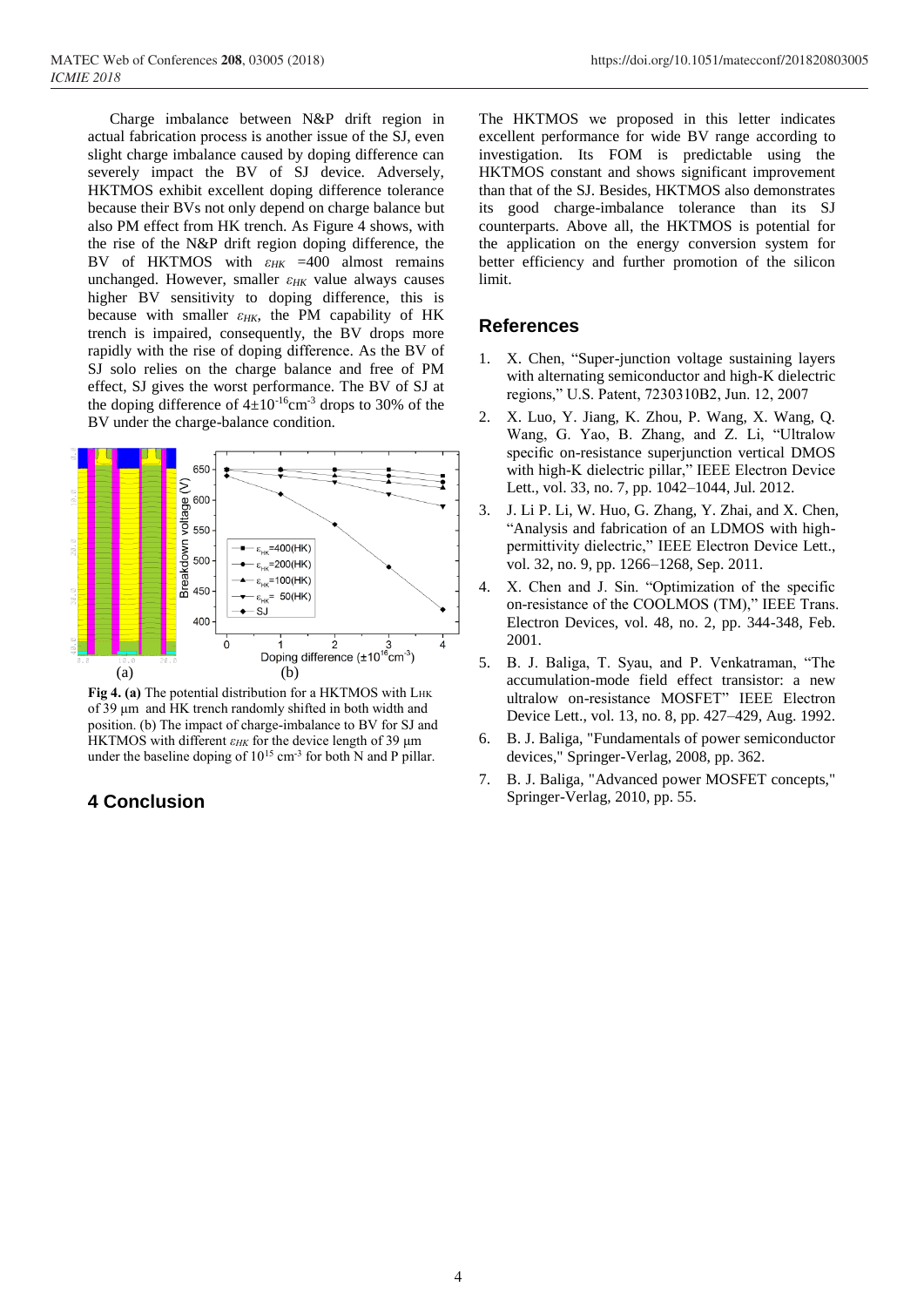Charge imbalance between N&P drift region in actual fabrication process is another issue of the SJ, even slight charge imbalance caused by doping difference can severely impact the BV of SJ device. Adversely, HKTMOS exhibit excellent doping difference tolerance because their BVs not only depend on charge balance but also PM effect from HK trench. As Figure 4 shows, with the rise of the N&P drift region doping difference, the BV of HKTMOS with $\varepsilon_{HK}$ =400 almost remains unchanged. However, smaller $\varepsilon_{HK}$ value always causes higher BV sensitivity to doping difference, this is because with smaller $\varepsilon_{HK}$, the PM capability of HK trench is impaired, consequently, the BV drops more rapidly with the rise of doping difference. As the BV of SJ solo relies on the charge balance and free of PM effect, SJ gives the worst performance. The BV of SJ at the doping difference of $4\pm10^{-16}$cm$^{-3}$ drops to 30% of the BV under the charge-balance condition.

650
600
550
500
450
400
Breakdown voltage (V)
0 1 2 3 4
Doping difference ($\pm10^{16}$cm$^{-3}$)
$\varepsilon_{HK}$=400(HK)
$\varepsilon_{HK}$=200(HK)
$\varepsilon_{HK}$=100(HK)
$\varepsilon_{HK}$= 50(HK)
SJ
(a) (b)

**Fig 4. (a)** The potential distribution for a HKTMOS with $L_{HK}$ of 39 μm and HK trench randomly shifted in both width and position. (b) The impact of charge-imbalance to BV for SJ and HKTMOS with different $\varepsilon_{HK}$ for the device length of 39 μm under the baseline doping of $10^{15}$ cm$^{-3}$ for both N and P pillar.

## 4 Conclusion

The HKTMOS we proposed in this letter indicates excellent performance for wide BV range according to investigation. Its FOM is predictable using the HKTMOS constant and shows significant improvement than that of the SJ. Besides, HKTMOS also demonstrates its good charge-imbalance tolerance than its SJ counterparts. Above all, the HKTMOS is potential for the application on the energy conversion system for better efficiency and further promotion of the silicon limit.

## References

1. X. Chen, "Super-junction voltage sustaining layers with alternating semiconductor and high-K dielectric regions," U.S. Patent, 7230310B2, Jun. 12, 2007
2. X. Luo, Y. Jiang, K. Zhou, P. Wang, X. Wang, Q. Wang, G. Yao, B. Zhang, and Z. Li, "Ultralow specific on-resistance superjunction vertical DMOS with high-K dielectric pillar," IEEE Electron Device Lett., vol. 33, no. 7, pp. 1042–1044, Jul. 2012.
3. J. Li P. Li, W. Huo, G. Zhang, Y. Zhai, and X. Chen, "Analysis and fabrication of an LDMOS with high-permittivity dielectric," IEEE Electron Device Lett., vol. 32, no. 9, pp. 1266–1268, Sep. 2011.
4. X. Chen and J. Sin. "Optimization of the specific on-resistance of the COOLMOS (TM)," IEEE Trans. Electron Devices, vol. 48, no. 2, pp. 344-348, Feb. 2001.
5. B. J. Baliga, T. Syau, and P. Venkatraman, "The accumulation-mode field effect transistor: a new ultralow on-resistance MOSFET" IEEE Electron Device Lett., vol. 13, no. 8, pp. 427–429, Aug. 1992.
6. B. J. Baliga, "Fundamentals of power semiconductor devices," Springer-Verlag, 2008, pp. 362.
7. B. J. Baliga, "Advanced power MOSFET concepts," Springer-Verlag, 2010, pp. 55.